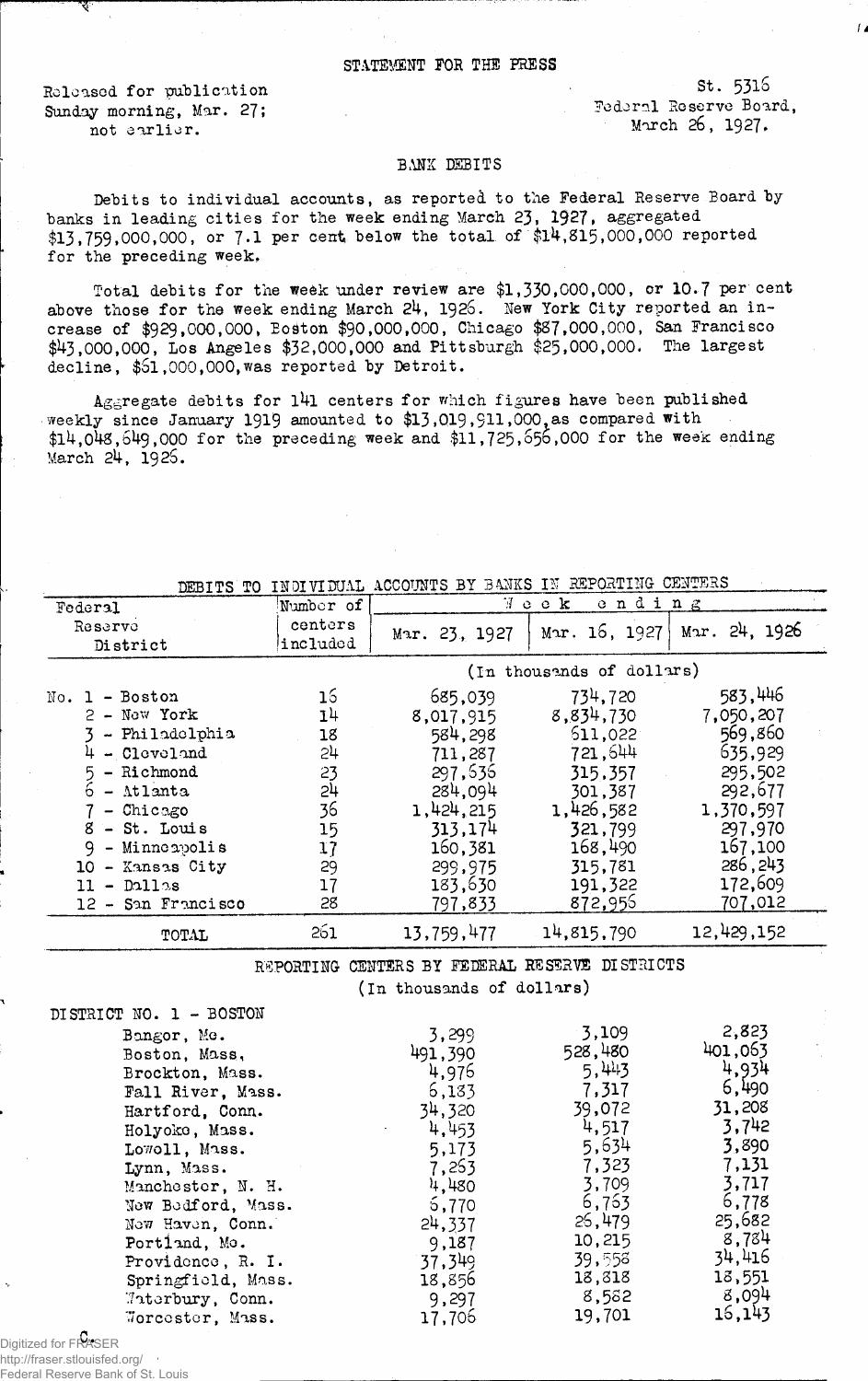STATEMENT FOR THE PRESS

Released for publication
Sunday morning, Mar. 27;
not earlier.

St. 5316
Federal Reserve Board,
March 26, 1927.

## BANK DEBITS

Debits to individual accounts, as reported to the Federal Reserve Board by banks in leading cities for the week ending March 23, 1927, aggregated $13,759,000,000, or 7.1 per cent below the total of $14,815,000,000 reported for the preceding week.

Total debits for the week under review are $1,330,000,000, or 10.7 per cent above those for the week ending March 24, 1926. New York City reported an increase of $929,000,000, Boston $90,000,000, Chicago $87,000,000, San Francisco $43,000,000, Los Angeles $32,000,000 and Pittsburgh $25,000,000. The largest decline, $61,000,000, was reported by Detroit.

Aggregate debits for 141 centers for which figures have been published weekly since January 1919 amounted to $13,019,911,000, as compared with $14,048,649,000 for the preceding week and $11,725,656,000 for the week ending March 24, 1926.

DEBITS TO INDIVIDUAL ACCOUNTS BY BANKS IN REPORTING CENTERS

| Federal Reserve District | Number of centers included | Week ending Mar. 23, 1927 | Mar. 16, 1927 | Mar. 24, 1926 |
|---|---|---|---|---|
| | | (In thousands of dollars) | | |
| No. 1 - Boston | 16 | 685,039 | 734,720 | 583,446 |
| 2 - New York | 14 | 8,017,915 | 8,834,730 | 7,050,207 |
| 3 - Philadelphia | 18 | 584,298 | 611,022 | 569,860 |
| 4 - Cleveland | 24 | 711,287 | 721,644 | 635,929 |
| 5 - Richmond | 23 | 297,636 | 315,357 | 295,502 |
| 6 - Atlanta | 24 | 284,094 | 301,387 | 292,677 |
| 7 - Chicago | 36 | 1,424,215 | 1,426,582 | 1,370,597 |
| 8 - St. Louis | 15 | 313,174 | 321,799 | 297,970 |
| 9 - Minneapolis | 17 | 160,381 | 168,490 | 167,100 |
| 10 - Kansas City | 29 | 299,975 | 315,781 | 286,243 |
| 11 - Dallas | 17 | 183,630 | 191,322 | 172,609 |
| 12 - San Francisco | 28 | 797,833 | 872,956 | 707,012 |
| TOTAL | 261 | 13,759,477 | 14,815,790 | 12,429,152 |

REPORTING CENTERS BY FEDERAL RESERVE DISTRICTS
(In thousands of dollars)

| DISTRICT NO. 1 - BOSTON | Mar. 23, 1927 | Mar. 16, 1927 | Mar. 24, 1926 |
|---|---|---|---|
| Bangor, Me. | 3,299 | 3,109 | 2,823 |
| Boston, Mass. | 491,390 | 528,480 | 401,063 |
| Brockton, Mass. | 4,976 | 5,443 | 4,934 |
| Fall River, Mass. | 6,183 | 7,317 | 6,490 |
| Hartford, Conn. | 34,320 | 39,072 | 31,208 |
| Holyoke, Mass. | 4,453 | 4,517 | 3,742 |
| Lowell, Mass. | 5,173 | 5,634 | 3,890 |
| Lynn, Mass. | 7,263 | 7,323 | 7,131 |
| Manchester, N. H. | 4,480 | 3,709 | 3,717 |
| New Bedford, Mass. | 6,770 | 6,763 | 6,778 |
| New Haven, Conn. | 24,337 | 26,479 | 25,682 |
| Portland, Me. | 9,187 | 10,215 | 8,784 |
| Providence, R. I. | 37,349 | 39,558 | 34,416 |
| Springfield, Mass. | 18,856 | 18,818 | 18,551 |
| Waterbury, Conn. | 9,297 | 8,582 | 8,094 |
| Worcester, Mass. | 17,706 | 19,701 | 16,143 |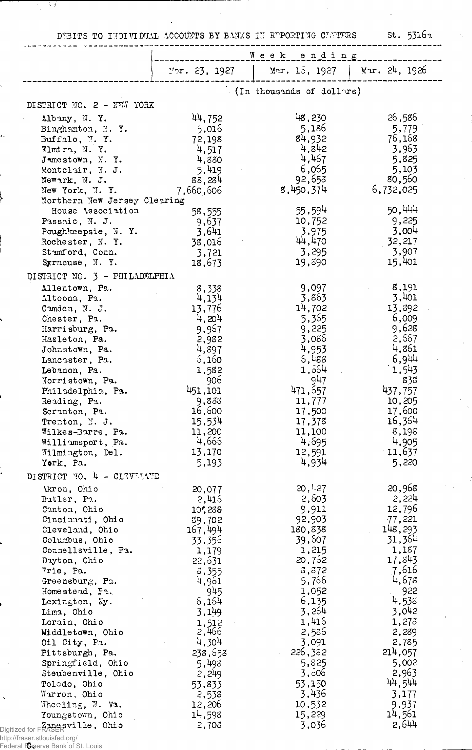DEBITS TO INDIVIDUAL ACCOUNTS BY BANKS IN REPORTING CENTERS St. 5316a

| | Week ending | | |
|---|---|---|---|
| | Mar. 23, 1927 | Mar. 16, 1927 | Mar. 24, 1926 |
| | (In thousands of dollars) | | |
| **DISTRICT NO. 2 - NEW YORK** | | | |
| Albany, N. Y. | 44,752 | 48,230 | 26,586 |
| Binghamton, N. Y. | 5,016 | 5,186 | 5,779 |
| Buffalo, N. Y. | 72,198 | 84,932 | 76,168 |
| Elmira, N. Y. | 4,517 | 4,842 | 3,963 |
| Jamestown, N. Y. | 4,880 | 4,467 | 5,825 |
| Montclair, N. J. | 5,419 | 6,065 | 5,103 |
| Newark, N. J. | 88,284 | 92,658 | 80,560 |
| New York, N. Y. | 7,660,606 | 8,450,374 | 6,732,025 |
| Northern New Jersey Clearing House Association | 58,555 | 55,594 | 50,444 |
| Passaic, N. J. | 9,637 | 10,752 | 9,225 |
| Poughkeepsie, N. Y. | 3,641 | 3,975 | 3,004 |
| Rochester, N. Y. | 38,016 | 44,470 | 32,217 |
| Stamford, Conn. | 3,721 | 3,295 | 3,907 |
| Syracuse, N. Y. | 18,673 | 19,890 | 15,401 |
| **DISTRICT NO. 3 - PHILADELPHIA** | | | |
| Allentown, Pa. | 8,338 | 9,097 | 8,191 |
| Altoona, Pa. | 4,134 | 3,863 | 3,401 |
| Camden, N. J. | 13,776 | 14,702 | 13,892 |
| Chester, Pa. | 4,204 | 5,355 | 6,009 |
| Harrisburg, Pa. | 9,967 | 9,225 | 9,628 |
| Hazleton, Pa. | 2,982 | 3,086 | 2,667 |
| Johnstown, Pa. | 4,897 | 4,953 | 4,861 |
| Lancaster, Pa. | 6,160 | 6,488 | 6,944 |
| Lebanon, Pa. | 1,582 | 1,664 | 1,543 |
| Norristown, Pa. | 906 | 947 | 838 |
| Philadelphia, Pa. | 451,101 | 471,657 | 437,757 |
| Reading, Pa. | 9,888 | 11,777 | 10,205 |
| Scranton, Pa. | 16,600 | 17,500 | 17,600 |
| Trenton, N. J. | 15,534 | 17,378 | 16,364 |
| Wilkes-Barre, Pa. | 11,200 | 11,100 | 8,198 |
| Williamsport, Pa. | 4,666 | 4,695 | 4,905 |
| Wilmington, Del. | 13,170 | 12,591 | 11,637 |
| York, Pa. | 5,193 | 4,934 | 5,220 |
| **DISTRICT NO. 4 - CLEVELAND** | | | |
| Akron, Ohio | 20,077 | 20,427 | 20,968 |
| Butler, Pa. | 2,416 | 2,603 | 2,224 |
| Canton, Ohio | 10,238 | 9,911 | 12,796 |
| Cincinnati, Ohio | 89,702 | 92,903 | 77,221 |
| Cleveland, Ohio | 167,494 | 180,838 | 148,293 |
| Columbus, Ohio | 33,356 | 39,607 | 31,364 |
| Connellsville, Pa. | 1,179 | 1,215 | 1,187 |
| Dayton, Ohio | 22,631 | 20,762 | 17,843 |
| Erie, Pa. | 8,355 | 8,872 | 7,616 |
| Greensburg, Pa. | 4,961 | 5,766 | 4,678 |
| Homestead, Pa. | 945 | 1,052 | 922 |
| Lexington, Ky. | 6,164 | 6,135 | 4,538 |
| Lima, Ohio | 3,149 | 3,264 | 3,042 |
| Lorain, Ohio | 1,512 | 1,416 | 1,278 |
| Middletown, Ohio | 2,466 | 2,586 | 2,289 |
| Oil City, Pa. | 4,304 | 3,091 | 2,785 |
| Pittsburgh, Pa. | 238,658 | 226,382 | 214,057 |
| Springfield, Ohio | 5,498 | 5,825 | 5,002 |
| Steubenville, Ohio | 2,249 | 3,606 | 2,963 |
| Toledo, Ohio | 53,833 | 53,150 | 44,544 |
| Warren, Ohio | 2,538 | 3,436 | 3,177 |
| Wheeling, W. Va. | 12,206 | 10,532 | 9,937 |
| Youngstown, Ohio | 14,598 | 15,229 | 14,561 |
| Zanesville, Ohio | 2,708 | 3,036 | 2,644 |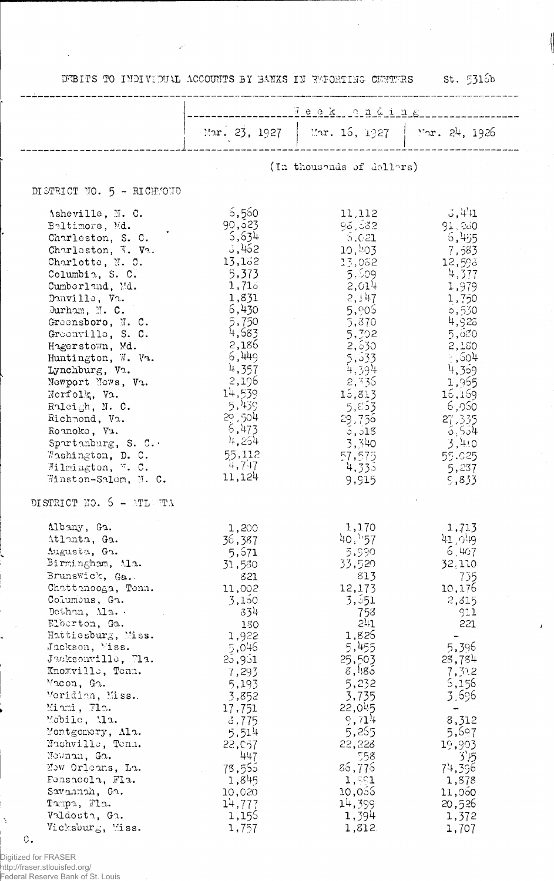DEBITS TO INDIVIDUAL ACCOUNTS BY BANKS IN REPORTING CENTERS St. 5316b

| | Week ending | | |
|---|---|---|---|
| | Mar. 23, 1927 | Mar. 16, 1927 | Mar. 24, 1926 |
| | (In thousands of dollars) | | |
| **DISTRICT NO. 5 - RICHMOND** | | | |
| Asheville, N. C. | 6,560 | 11,112 | 6,441 |
| Baltimore, Md. | 90,623 | 96,682 | 91,260 |
| Charleston, S. C. | 5,634 | 5,021 | 6,455 |
| Charleston, W. Va. | 8,462 | 10,403 | 7,583 |
| Charlotte, N. C. | 13,162 | 13,082 | 12,598 |
| Columbia, S. C. | 5,373 | 5,609 | 4,377 |
| Cumberland, Md. | 1,716 | 2,014 | 1,979 |
| Danville, Va. | 1,831 | 2,147 | 1,750 |
| Durham, N. C. | 6,430 | 5,905 | 6,530 |
| Greensboro, N. C. | 5,750 | 5,870 | 4,928 |
| Greenville, S. C. | 4,683 | 5,702 | 5,080 |
| Hagerstown, Md. | 2,186 | 2,630 | 2,180 |
| Huntington, W. Va. | 6,449 | 5,633 | 5,604 |
| Lynchburg, Va. | 4,357 | 4,394 | 4,369 |
| Newport News, Va. | 2,196 | 2,336 | 1,955 |
| Norfolk, Va. | 14,539 | 16,813 | 16,169 |
| Raleigh, N. C. | 5,439 | 5,853 | 6,060 |
| Richmond, Va. | 29,504 | 29,756 | 27,335 |
| Roanoke, Va. | 6,473 | 6,618 | 6,654 |
| Spartanburg, S. C. | 4,254 | 3,340 | 3,410 |
| Washington, D. C. | 55,112 | 57,575 | 55,025 |
| Wilmington, N. C. | 4,747 | 4,335 | 5,237 |
| Winston-Salem, N. C. | 11,124 | 9,915 | 9,833 |
| **DISTRICT NO. 6 - ATLANTA** | | | |
| Albany, Ga. | 1,200 | 1,170 | 1,713 |
| Atlanta, Ga. | 36,387 | 40,457 | 41,049 |
| Augusta, Ga. | 5,671 | 5,990 | 6,407 |
| Birmingham, Ala. | 31,580 | 33,520 | 32,110 |
| Brunswick, Ga. | 821 | 813 | 735 |
| Chattanooga, Tenn. | 11,002 | 12,173 | 10,176 |
| Columbus, Ga. | 3,160 | 3,351 | 2,815 |
| Dothan, Ala. | 834 | 758 | 911 |
| Elberton, Ga. | 180 | 241 | 221 |
| Hattiesburg, Miss. | 1,922 | 1,826 | - |
| Jackson, Miss. | 5,046 | 5,455 | 5,396 |
| Jacksonville, Fla. | 26,961 | 25,503 | 28,784 |
| Knoxville, Tenn. | 7,293 | 8,486 | 7,312 |
| Macon, Ga. | 5,193 | 5,232 | 5,156 |
| Meridian, Miss. | 3,852 | 3,735 | 3,696 |
| Miami, Fla. | 17,751 | 22,045 | - |
| Mobile, Ala. | 8,775 | 9,714 | 8,312 |
| Montgomery, Ala. | 5,514 | 5,265 | 5,697 |
| Nashville, Tenn. | 22,057 | 22,228 | 19,903 |
| Newnan, Ga. | 447 | 558 | 345 |
| New Orleans, La. | 78,565 | 86,776 | 74,396 |
| Pensacola, Fla. | 1,845 | 1,991 | 1,878 |
| Savannah, Ga. | 10,020 | 10,066 | 11,060 |
| Tampa, Fla. | 14,777 | 14,399 | 20,526 |
| Valdosta, Ga. | 1,156 | 1,394 | 1,372 |
| Vicksburg, Miss. | 1,757 | 1,812 | 1,707 |

C.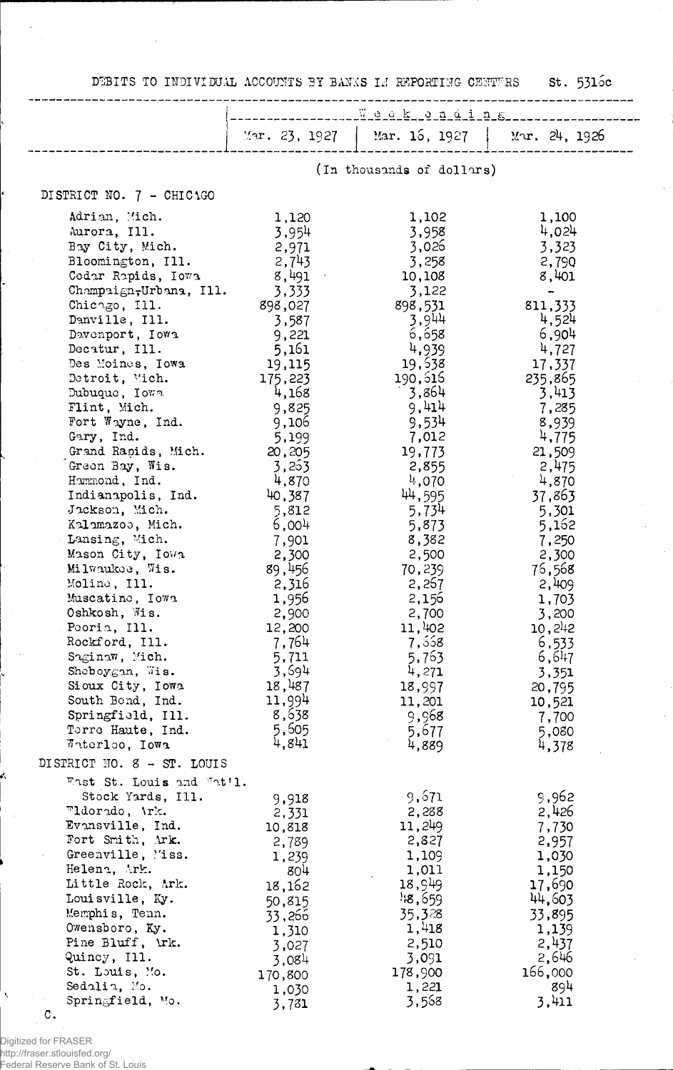DEBITS TO INDIVIDUAL ACCOUNTS BY BANKS IN REPORTING CENTERS St. 5316c

| | Week ending | | |
|---|---|---|---|
| | Mar. 23, 1927 | Mar. 16, 1927 | Mar. 24, 1926 |
| | (In thousands of dollars) | | |
| **DISTRICT NO. 7 - CHICAGO** | | | |
| Adrian, Mich. | 1,120 | 1,102 | 1,100 |
| Aurora, Ill. | 3,954 | 3,958 | 4,024 |
| Bay City, Mich. | 2,971 | 3,026 | 3,323 |
| Bloomington, Ill. | 2,743 | 3,258 | 2,790 |
| Cedar Rapids, Iowa | 8,491 | 10,108 | 8,401 |
| Champaign-Urbana, Ill. | 3,333 | 3,122 | - |
| Chicago, Ill. | 898,027 | 898,531 | 811,333 |
| Danville, Ill. | 3,587 | 3,944 | 4,524 |
| Davenport, Iowa | 9,221 | 6,658 | 6,904 |
| Decatur, Ill. | 5,161 | 4,939 | 4,727 |
| Des Moines, Iowa | 19,115 | 19,638 | 17,337 |
| Detroit, Mich. | 175,223 | 190,616 | 235,865 |
| Dubuque, Iowa | 4,168 | 3,864 | 3,413 |
| Flint, Mich. | 9,825 | 9,414 | 7,285 |
| Fort Wayne, Ind. | 9,106 | 9,534 | 8,939 |
| Gary, Ind. | 5,199 | 7,012 | 4,775 |
| Grand Rapids, Mich. | 20,205 | 19,773 | 21,509 |
| Green Bay, Wis. | 3,263 | 2,855 | 2,475 |
| Hammond, Ind. | 4,870 | 4,070 | 4,870 |
| Indianapolis, Ind. | 40,387 | 44,595 | 37,863 |
| Jackson, Mich. | 5,812 | 5,734 | 5,301 |
| Kalamazoo, Mich. | 6,004 | 5,873 | 5,162 |
| Lansing, Mich. | 7,901 | 8,382 | 7,250 |
| Mason City, Iowa | 2,300 | 2,500 | 2,300 |
| Milwaukee, Wis. | 89,456 | 70,239 | 76,568 |
| Moline, Ill. | 2,316 | 2,267 | 2,409 |
| Muscatine, Iowa | 1,956 | 2,156 | 1,703 |
| Oshkosh, Wis. | 2,900 | 2,700 | 3,200 |
| Peoria, Ill. | 12,200 | 11,402 | 10,242 |
| Rockford, Ill. | 7,764 | 7,668 | 6,533 |
| Saginaw, Mich. | 5,711 | 5,763 | 6,647 |
| Sheboygan, Wis. | 3,694 | 4,271 | 3,351 |
| Sioux City, Iowa | 18,487 | 18,997 | 20,795 |
| South Bend, Ind. | 11,994 | 11,201 | 10,521 |
| Springfield, Ill. | 8,638 | 9,968 | 7,700 |
| Terre Haute, Ind. | 5,605 | 5,677 | 5,080 |
| Waterloo, Iowa | 4,841 | 4,889 | 4,378 |
| **DISTRICT NO. 8 - ST. LOUIS** | | | |
| East St. Louis and Nat'l. Stock Yards, Ill. | 9,918 | 9,671 | 9,962 |
| Eldorado, Ark. | 2,331 | 2,288 | 2,426 |
| Evansville, Ind. | 10,818 | 11,249 | 7,730 |
| Fort Smith, Ark. | 2,789 | 2,827 | 2,957 |
| Greenville, Miss. | 1,239 | 1,109 | 1,030 |
| Helena, Ark. | 804 | 1,011 | 1,150 |
| Little Rock, Ark. | 18,162 | 18,949 | 17,690 |
| Louisville, Ky. | 50,815 | 48,659 | 44,603 |
| Memphis, Tenn. | 33,266 | 35,328 | 33,895 |
| Owensboro, Ky. | 1,310 | 1,418 | 1,139 |
| Pine Bluff, Ark. | 3,027 | 2,510 | 2,437 |
| Quincy, Ill. | 3,084 | 3,091 | 2,646 |
| St. Louis, Mo. | 170,800 | 178,900 | 166,000 |
| Sedalia, Mo. | 1,030 | 1,221 | 894 |
| Springfield, Mo. | 3,781 | 3,568 | 3,411 |

C.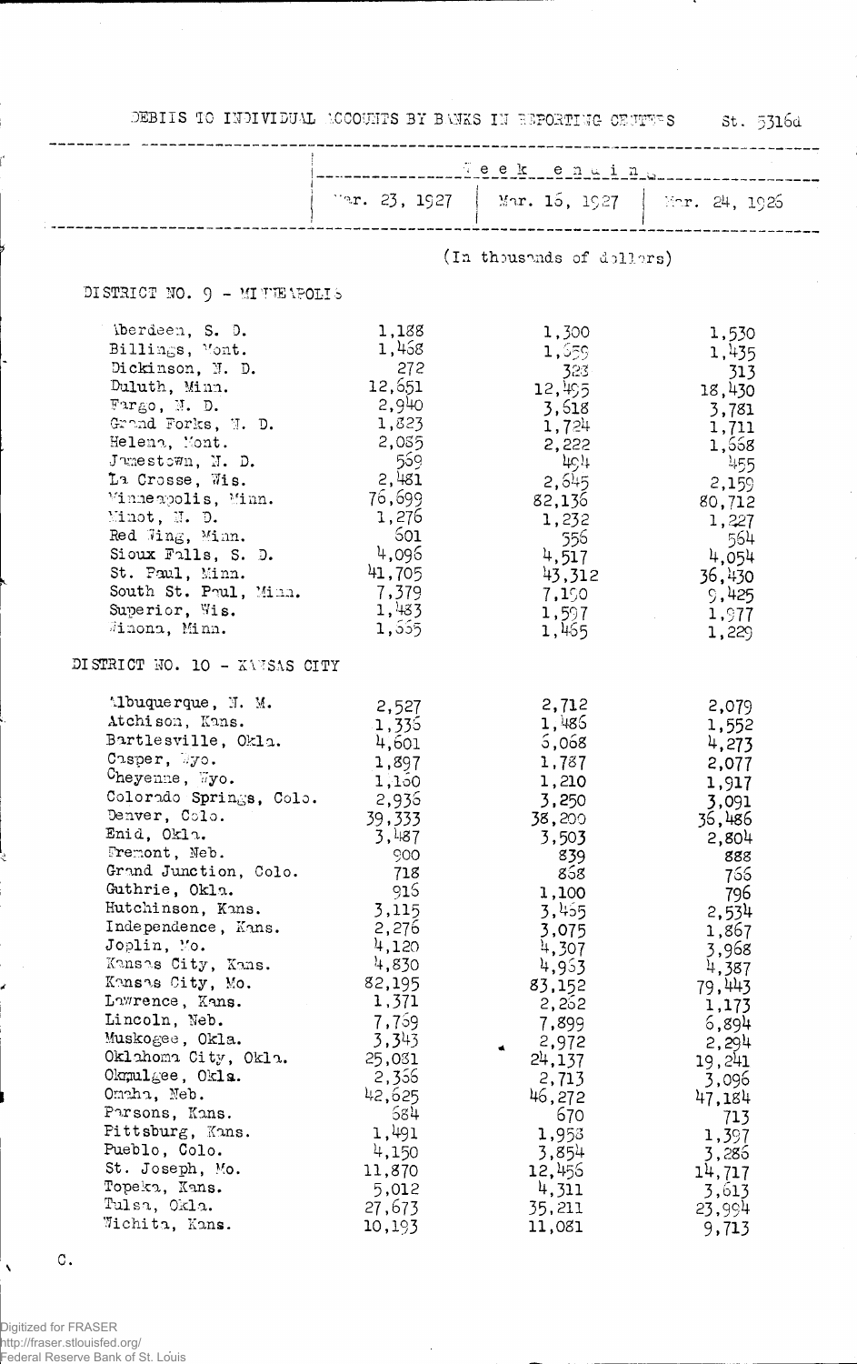DEBITS TO INDIVIDUAL ACCOUNTS BY BANKS IN REPORTING CENTERS St. 5316d

| | Week ending | | |
|---|---|---|---|
| | Mar. 23, 1927 | Mar. 16, 1927 | Mar. 24, 1926 |
| | (In thousands of dollars) | | |
| **DISTRICT NO. 9 - MINNEAPOLIS** | | | |
| Aberdeen, S. D. | 1,188 | 1,300 | 1,530 |
| Billings, Mont. | 1,468 | 1,559 | 1,435 |
| Dickinson, N. D. | 272 | 323 | 313 |
| Duluth, Minn. | 12,651 | 12,495 | 18,430 |
| Fargo, N. D. | 2,940 | 3,618 | 3,781 |
| Grand Forks, N. D. | 1,823 | 1,724 | 1,711 |
| Helena, Mont. | 2,085 | 2,222 | 1,668 |
| Jamestown, N. D. | 569 | 494 | 455 |
| La Crosse, Wis. | 2,481 | 2,645 | 2,159 |
| Minneapolis, Minn. | 76,699 | 82,136 | 80,712 |
| Minot, N. D. | 1,276 | 1,232 | 1,227 |
| Red Wing, Minn. | 601 | 556 | 564 |
| Sioux Falls, S. D. | 4,096 | 4,517 | 4,054 |
| St. Paul, Minn. | 41,705 | 43,312 | 36,430 |
| South St. Paul, Minn. | 7,379 | 7,150 | 9,425 |
| Superior, Wis. | 1,483 | 1,597 | 1,977 |
| Winona, Minn. | 1,565 | 1,465 | 1,229 |
| **DISTRICT NO. 10 - KANSAS CITY** | | | |
| Albuquerque, N. M. | 2,527 | 2,712 | 2,079 |
| Atchison, Kans. | 1,336 | 1,486 | 1,552 |
| Bartlesville, Okla. | 4,601 | 6,068 | 4,273 |
| Casper, Wyo. | 1,897 | 1,787 | 2,077 |
| Cheyenne, Wyo. | 1,160 | 1,210 | 1,917 |
| Colorado Springs, Colo. | 2,936 | 3,250 | 3,091 |
| Denver, Colo. | 39,333 | 38,200 | 36,486 |
| Enid, Okla. | 3,487 | 3,503 | 2,804 |
| Fremont, Neb. | 900 | 839 | 888 |
| Grand Junction, Colo. | 718 | 868 | 766 |
| Guthrie, Okla. | 916 | 1,100 | 796 |
| Hutchinson, Kans. | 3,115 | 3,455 | 2,534 |
| Independence, Kans. | 2,276 | 3,075 | 1,867 |
| Joplin, Mo. | 4,120 | 4,307 | 3,968 |
| Kansas City, Kans. | 4,830 | 4,963 | 4,387 |
| Kansas City, Mo. | 82,195 | 83,152 | 79,443 |
| Lawrence, Kans. | 1,371 | 2,262 | 1,173 |
| Lincoln, Neb. | 7,769 | 7,899 | 6,894 |
| Muskogee, Okla. | 3,343 | 2,972 | 2,294 |
| Oklahoma City, Okla. | 25,081 | 24,137 | 19,241 |
| Okmulgee, Okla. | 2,366 | 2,713 | 3,096 |
| Omaha, Neb. | 42,625 | 46,272 | 47,184 |
| Parsons, Kans. | 684 | 670 | 713 |
| Pittsburg, Kans. | 1,491 | 1,958 | 1,397 |
| Pueblo, Colo. | 4,150 | 3,854 | 3,286 |
| St. Joseph, Mo. | 11,870 | 12,456 | 14,717 |
| Topeka, Kans. | 5,012 | 4,311 | 3,613 |
| Tulsa, Okla. | 27,673 | 35,211 | 23,994 |
| Wichita, Kans. | 10,193 | 11,081 | 9,713 |

C.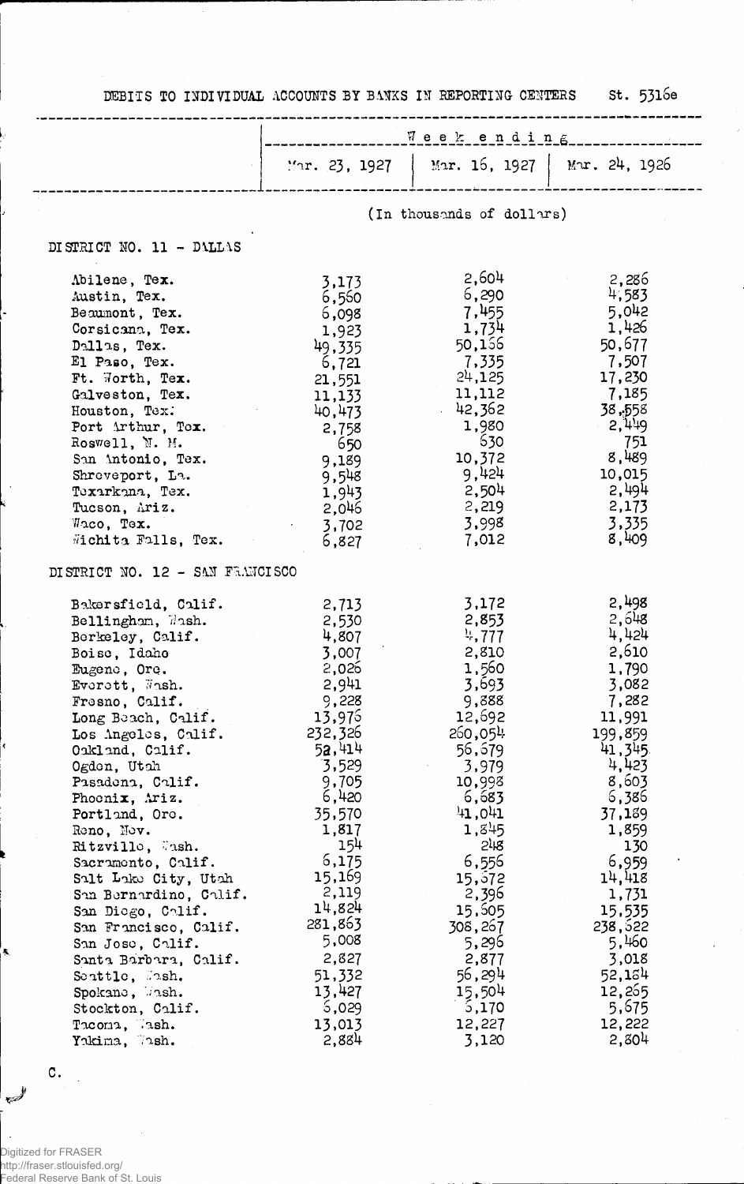DEBITS TO INDIVIDUAL ACCOUNTS BY BANKS IN REPORTING CENTERS St. 5316e

| | Week ending | | |
|---|---|---|---|
| | Mar. 23, 1927 | Mar. 16, 1927 | Mar. 24, 1926 |
| | (In thousands of dollars) | | |
| **DISTRICT NO. 11 - DALLAS** | | | |
| Abilene, Tex. | 3,173 | 2,604 | 2,286 |
| Austin, Tex. | 6,560 | 6,290 | 4,583 |
| Beaumont, Tex. | 6,098 | 7,455 | 5,042 |
| Corsicana, Tex. | 1,923 | 1,734 | 1,426 |
| Dallas, Tex. | 49,335 | 50,166 | 50,677 |
| El Paso, Tex. | 6,721 | 7,335 | 7,507 |
| Ft. Worth, Tex. | 21,551 | 24,125 | 17,230 |
| Galveston, Tex. | 11,133 | 11,112 | 7,185 |
| Houston, Tex. | 40,473 | 42,362 | 38,558 |
| Port Arthur, Tex. | 2,758 | 1,980 | 2,449 |
| Roswell, N. M. | 650 | 630 | 751 |
| San Antonio, Tex. | 9,189 | 10,372 | 8,489 |
| Shreveport, La. | 9,548 | 9,424 | 10,015 |
| Texarkana, Tex. | 1,943 | 2,504 | 2,494 |
| Tucson, Ariz. | 2,046 | 2,219 | 2,173 |
| Waco, Tex. | 3,702 | 3,998 | 3,335 |
| Wichita Falls, Tex. | 6,827 | 7,012 | 8,409 |
| **DISTRICT NO. 12 - SAN FRANCISCO** | | | |
| Bakersfield, Calif. | 2,713 | 3,172 | 2,498 |
| Bellingham, Wash. | 2,530 | 2,853 | 2,648 |
| Berkeley, Calif. | 4,807 | 4,777 | 4,424 |
| Boise, Idaho | 3,007 | 2,810 | 2,610 |
| Eugene, Ore. | 2,026 | 1,560 | 1,790 |
| Everett, Wash. | 2,941 | 3,693 | 3,082 |
| Fresno, Calif. | 9,228 | 9,888 | 7,282 |
| Long Beach, Calif. | 13,976 | 12,692 | 11,991 |
| Los Angeles, Calif. | 232,326 | 260,054 | 199,859 |
| Oakland, Calif. | 52,414 | 56,679 | 41,345 |
| Ogden, Utah | 3,529 | 3,979 | 4,423 |
| Pasadena, Calif. | 9,705 | 10,998 | 8,603 |
| Phoenix, Ariz. | 6,420 | 6,683 | 6,386 |
| Portland, Ore. | 35,570 | 41,041 | 37,189 |
| Reno, Nev. | 1,817 | 1,845 | 1,859 |
| Ritzville, Wash. | 154 | 248 | 130 |
| Sacramento, Calif. | 6,175 | 6,556 | 6,959 |
| Salt Lake City, Utah | 15,169 | 15,672 | 14,418 |
| San Bernardino, Calif. | 2,119 | 2,396 | 1,731 |
| San Diego, Calif. | 14,824 | 15,605 | 15,535 |
| San Francisco, Calif. | 281,863 | 308,267 | 238,622 |
| San Jose, Calif. | 5,008 | 5,296 | 5,460 |
| Santa Barbara, Calif. | 2,827 | 2,877 | 3,018 |
| Seattle, Wash. | 51,332 | 56,294 | 52,184 |
| Spokane, Wash. | 13,427 | 15,504 | 12,265 |
| Stockton, Calif. | 6,029 | 6,170 | 5,675 |
| Tacoma, Wash. | 13,013 | 12,227 | 12,222 |
| Yakima, Wash. | 2,884 | 3,120 | 2,804 |

C.